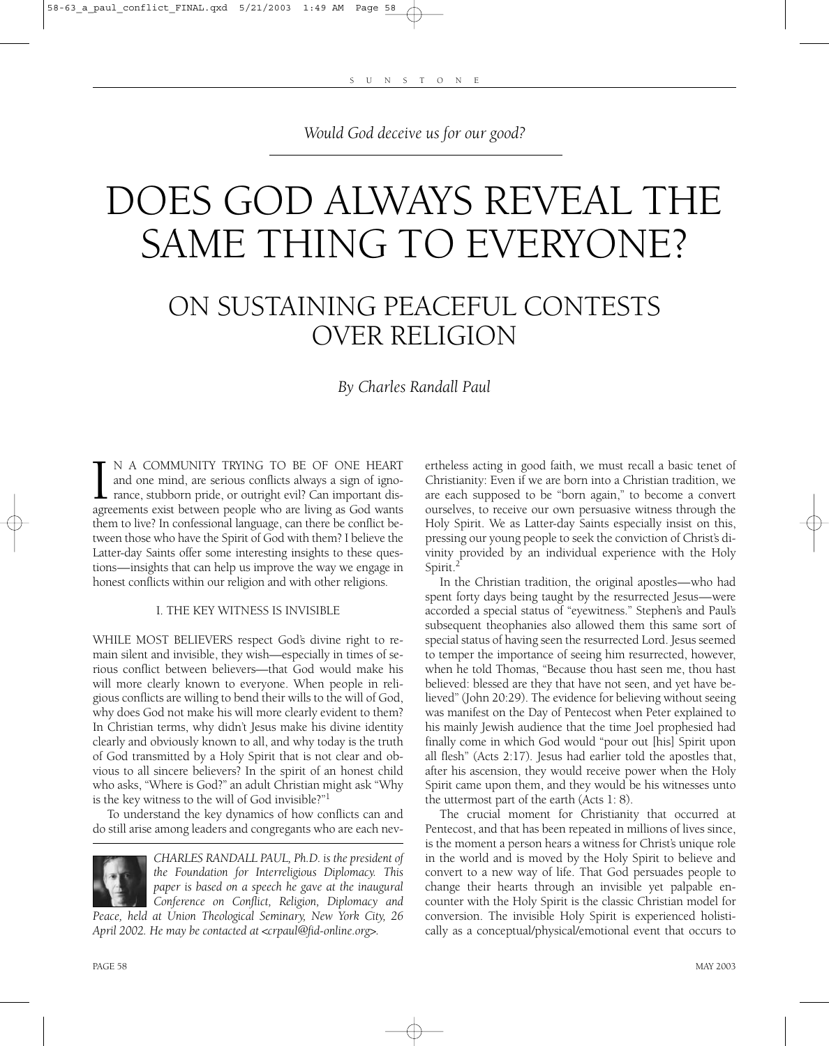*Would God deceive us for our good?*

# DOES GOD ALWAYS REVEAL THE SAME THING TO EVERYONE?

## ON SUSTAINING PEACEFUL CONTESTS OVER RELIGION

*By Charles Randall Paul*

IN A COMMUNITY TRYING TO BE OF ONE HEART and one mind, are serious conflicts always a sign of ignorance, stubborn pride, or outright evil? Can important disagreements exist between people who are living as God wants them to live? In confessional language, can there be conflict between those who have the Spirit of God with them? I believe the Latter-day Saints offer some interesting insights to these questions—insights that can help us improve the way we engage in honest conflicts within our religion and with other religions.

### I. THE KEY WITNESS IS INVISIBLE

WHILE MOST BELIEVERS respect God's divine right to remain silent and invisible, they wish—especially in times of serious conflict between believers—that God would make his will more clearly known to everyone. When people in religious conflicts are willing to bend their wills to the will of God, why does God not make his will more clearly evident to them? In Christian terms, why didn't Jesus make his divine identity clearly and obviously known to all, and why today is the truth of God transmitted by a Holy Spirit that is not clear and obvious to all sincere believers? In the spirit of an honest child who asks, "Where is God?" an adult Christian might ask "Why is the key witness to the will of God invisible?"[1]

To understand the key dynamics of how conflicts can and do still arise among leaders and congregants who are each nevertheless acting in good faith, we must recall a basic tenet of Christianity: Even if we are born into a Christian tradition, we are each supposed to be "born again," to become a convert ourselves, to receive our own persuasive witness through the Holy Spirit. We as Latter-day Saints especially insist on this, pressing our young people to seek the conviction of Christ's divinity provided by an individual experience with the Holy Spirit.[2]

In the Christian tradition, the original apostles—who had spent forty days being taught by the resurrected Jesus—were accorded a special status of "eyewitness." Stephen's and Paul's subsequent theophanies also allowed them this same sort of special status of having seen the resurrected Lord. Jesus seemed to temper the importance of seeing him resurrected, however, when he told Thomas, "Because thou hast seen me, thou hast believed: blessed are they that have not seen, and yet have believed" (John 20:29). The evidence for believing without seeing was manifest on the Day of Pentecost when Peter explained to his mainly Jewish audience that the time Joel prophesied had finally come in which God would "pour out [his] Spirit upon all flesh" (Acts 2:17). Jesus had earlier told the apostles that, after his ascension, they would receive power when the Holy Spirit came upon them, and they would be his witnesses unto the uttermost part of the earth (Acts 1: 8).

The crucial moment for Christianity that occurred at Pentecost, and that has been repeated in millions of lives since, is the moment a person hears a witness for Christ's unique role in the world and is moved by the Holy Spirit to believe and convert to a new way of life. That God persuades people to change their hearts through an invisible yet palpable encounter with the Holy Spirit is the classic Christian model for conversion. The invisible Holy Spirit is experienced holistically as a conceptual/physical/emotional event that occurs to

*CHARLES RANDALL PAUL, Ph.D. is the president of the Foundation for Interreligious Diplomacy. This paper is based on a speech he gave at the inaugural Conference on Conflict, Religion, Diplomacy and Peace, held at Union Theological Seminary, New York City, 26 April 2002. He may be contacted at <crpaul@fid-online.org>.*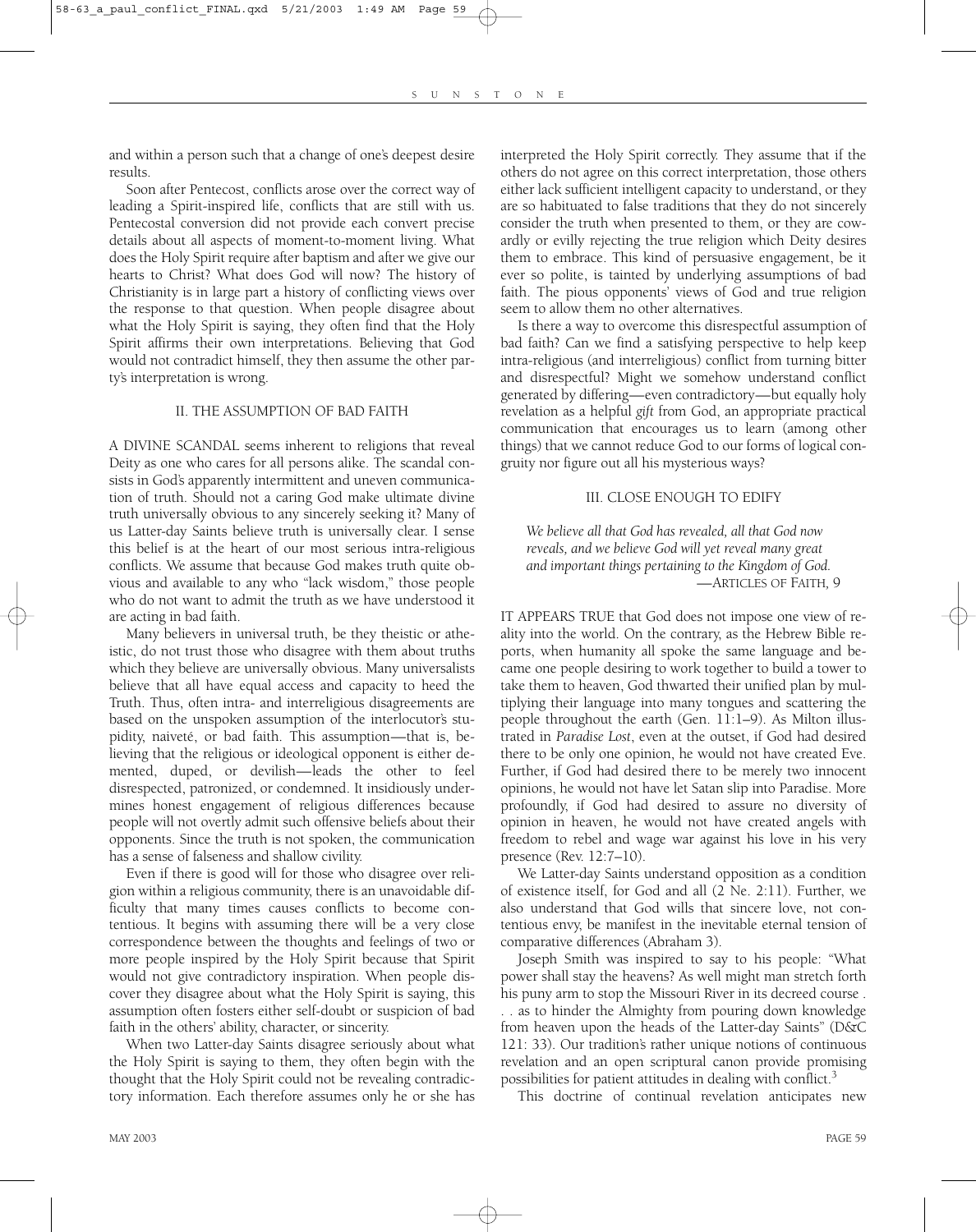and within a person such that a change of one's deepest desire results.

Soon after Pentecost, conflicts arose over the correct way of leading a Spirit-inspired life, conflicts that are still with us. Pentecostal conversion did not provide each convert precise details about all aspects of moment-to-moment living. What does the Holy Spirit require after baptism and after we give our hearts to Christ? What does God will now? The history of Christianity is in large part a history of conflicting views over the response to that question. When people disagree about what the Holy Spirit is saying, they often find that the Holy Spirit affirms their own interpretations. Believing that God would not contradict himself, they then assume the other party's interpretation is wrong.

## II. THE ASSUMPTION OF BAD FAITH

A DIVINE SCANDAL seems inherent to religions that reveal Deity as one who cares for all persons alike. The scandal consists in God's apparently intermittent and uneven communication of truth. Should not a caring God make ultimate divine truth universally obvious to any sincerely seeking it? Many of us Latter-day Saints believe truth is universally clear. I sense this belief is at the heart of our most serious intra-religious conflicts. We assume that because God makes truth quite obvious and available to any who "lack wisdom," those people who do not want to admit the truth as we have understood it are acting in bad faith.

Many believers in universal truth, be they theistic or atheistic, do not trust those who disagree with them about truths which they believe are universally obvious. Many universalists believe that all have equal access and capacity to heed the Truth. Thus, often intra- and interreligious disagreements are based on the unspoken assumption of the interlocutor's stupidity, naiveté, or bad faith. This assumption—that is, believing that the religious or ideological opponent is either demented, duped, or devilish—leads the other to feel disrespected, patronized, or condemned. It insidiously undermines honest engagement of religious differences because people will not overtly admit such offensive beliefs about their opponents. Since the truth is not spoken, the communication has a sense of falseness and shallow civility.

Even if there is good will for those who disagree over religion within a religious community, there is an unavoidable difficulty that many times causes conflicts to become contentious. It begins with assuming there will be a very close correspondence between the thoughts and feelings of two or more people inspired by the Holy Spirit because that Spirit would not give contradictory inspiration. When people discover they disagree about what the Holy Spirit is saying, this assumption often fosters either self-doubt or suspicion of bad faith in the others' ability, character, or sincerity.

When two Latter-day Saints disagree seriously about what the Holy Spirit is saying to them, they often begin with the thought that the Holy Spirit could not be revealing contradictory information. Each therefore assumes only he or she has interpreted the Holy Spirit correctly. They assume that if the others do not agree on this correct interpretation, those others either lack sufficient intelligent capacity to understand, or they are so habituated to false traditions that they do not sincerely consider the truth when presented to them, or they are cowardly or evilly rejecting the true religion which Deity desires them to embrace. This kind of persuasive engagement, be it ever so polite, is tainted by underlying assumptions of bad faith. The pious opponents' views of God and true religion seem to allow them no other alternatives.

Is there a way to overcome this disrespectful assumption of bad faith? Can we find a satisfying perspective to help keep intra-religious (and interreligious) conflict from turning bitter and disrespectful? Might we somehow understand conflict generated by differing—even contradictory—but equally holy revelation as a helpful *gift* from God, an appropriate practical communication that encourages us to learn (among other things) that we cannot reduce God to our forms of logical congruity nor figure out all his mysterious ways?

## III. CLOSE ENOUGH TO EDIFY

*We believe all that God has revealed, all that God now reveals, and we believe God will yet reveal many great and important things pertaining to the Kingdom of God.*
—ARTICLES OF FAITH, 9

IT APPEARS TRUE that God does not impose one view of reality into the world. On the contrary, as the Hebrew Bible reports, when humanity all spoke the same language and became one people desiring to work together to build a tower to take them to heaven, God thwarted their unified plan by multiplying their language into many tongues and scattering the people throughout the earth (Gen. 11:1–9). As Milton illustrated in *Paradise Lost*, even at the outset, if God had desired there to be only one opinion, he would not have created Eve. Further, if God had desired there to be merely two innocent opinions, he would not have let Satan slip into Paradise. More profoundly, if God had desired to assure no diversity of opinion in heaven, he would not have created angels with freedom to rebel and wage war against his love in his very presence (Rev. 12:7–10).

We Latter-day Saints understand opposition as a condition of existence itself, for God and all (2 Ne. 2:11). Further, we also understand that God wills that sincere love, not contentious envy, be manifest in the inevitable eternal tension of comparative differences (Abraham 3).

Joseph Smith was inspired to say to his people: "What power shall stay the heavens? As well might man stretch forth his puny arm to stop the Missouri River in its decreed course . . . as to hinder the Almighty from pouring down knowledge from heaven upon the heads of the Latter-day Saints" (D&C 121: 33). Our tradition's rather unique notions of continuous revelation and an open scriptural canon provide promising possibilities for patient attitudes in dealing with conflict.[3]

This doctrine of continual revelation anticipates new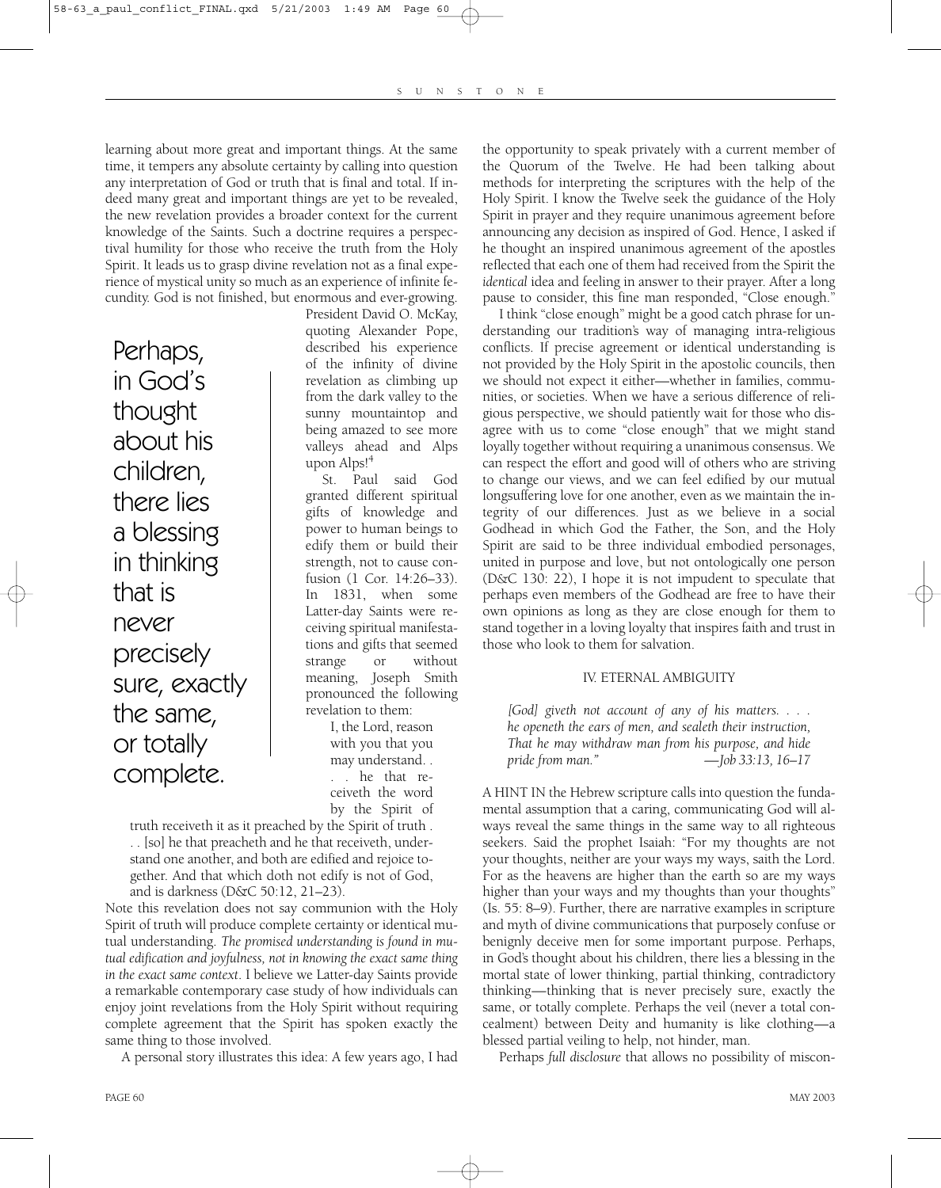learning about more great and important things. At the same time, it tempers any absolute certainty by calling into question any interpretation of God or truth that is final and total. If indeed many great and important things are yet to be revealed, the new revelation provides a broader context for the current knowledge of the Saints. Such a doctrine requires a perspectival humility for those who receive the truth from the Holy Spirit. It leads us to grasp divine revelation not as a final experience of mystical unity so much as an experience of infinite fecundity. God is not finished, but enormous and ever-growing.

President David O. McKay, quoting Alexander Pope, described his experience of the infinity of divine revelation as climbing up from the dark valley to the sunny mountaintop and being amazed to see more valleys ahead and Alps upon Alps![4]

> Perhaps, in God's thought about his children, there lies a blessing in thinking that is never precisely sure, exactly the same, or totally complete.

St. Paul said God granted different spiritual gifts of knowledge and power to human beings to edify them or build their strength, not to cause confusion (1 Cor. 14:26–33). In 1831, when some Latter-day Saints were receiving spiritual manifestations and gifts that seemed strange or without meaning, Joseph Smith pronounced the following revelation to them:

> I, the Lord, reason with you that you may understand. . . . he that receiveth the word by the Spirit of truth receiveth it as it preached by the Spirit of truth . . . [so] he that preacheth and he that receiveth, understand one another, and both are edified and rejoice together. And that which doth not edify is not of God, and is darkness (D&C 50:12, 21–23).

Note this revelation does not say communion with the Holy Spirit of truth will produce complete certainty or identical mutual understanding. *The promised understanding is found in mutual edification and joyfulness, not in knowing the exact same thing in the exact same context*. I believe we Latter-day Saints provide a remarkable contemporary case study of how individuals can enjoy joint revelations from the Holy Spirit without requiring complete agreement that the Spirit has spoken exactly the same thing to those involved.

A personal story illustrates this idea: A few years ago, I had the opportunity to speak privately with a current member of the Quorum of the Twelve. He had been talking about methods for interpreting the scriptures with the help of the Holy Spirit. I know the Twelve seek the guidance of the Holy Spirit in prayer and they require unanimous agreement before announcing any decision as inspired of God. Hence, I asked if he thought an inspired unanimous agreement of the apostles reflected that each one of them had received from the Spirit the *identical* idea and feeling in answer to their prayer. After a long pause to consider, this fine man responded, "Close enough."

I think "close enough" might be a good catch phrase for understanding our tradition's way of managing intra-religious conflicts. If precise agreement or identical understanding is not provided by the Holy Spirit in the apostolic councils, then we should not expect it either—whether in families, communities, or societies. When we have a serious difference of religious perspective, we should patiently wait for those who disagree with us to come "close enough" that we might stand loyally together without requiring a unanimous consensus. We can respect the effort and good will of others who are striving to change our views, and we can feel edified by our mutual longsuffering love for one another, even as we maintain the integrity of our differences. Just as we believe in a social Godhead in which God the Father, the Son, and the Holy Spirit are said to be three individual embodied personages, united in purpose and love, but not ontologically one person (D&C 130: 22), I hope it is not impudent to speculate that perhaps even members of the Godhead are free to have their own opinions as long as they are close enough for them to stand together in a loving loyalty that inspires faith and trust in those who look to them for salvation.

## IV. ETERNAL AMBIGUITY

> *[God] giveth not account of any of his matters. . . . he openeth the ears of men, and sealeth their instruction, That he may withdraw man from his purpose, and hide pride from man."*
>
> —*Job 33:13, 16–17*

A HINT IN the Hebrew scripture calls into question the fundamental assumption that a caring, communicating God will always reveal the same things in the same way to all righteous seekers. Said the prophet Isaiah: "For my thoughts are not your thoughts, neither are your ways my ways, saith the Lord. For as the heavens are higher than the earth so are my ways higher than your ways and my thoughts than your thoughts" (Is. 55: 8–9). Further, there are narrative examples in scripture and myth of divine communications that purposely confuse or benignly deceive men for some important purpose. Perhaps, in God's thought about his children, there lies a blessing in the mortal state of lower thinking, partial thinking, contradictory thinking—thinking that is never precisely sure, exactly the same, or totally complete. Perhaps the veil (never a total concealment) between Deity and humanity is like clothing—a blessed partial veiling to help, not hinder, man.

Perhaps *full disclosure* that allows no possibility of miscon-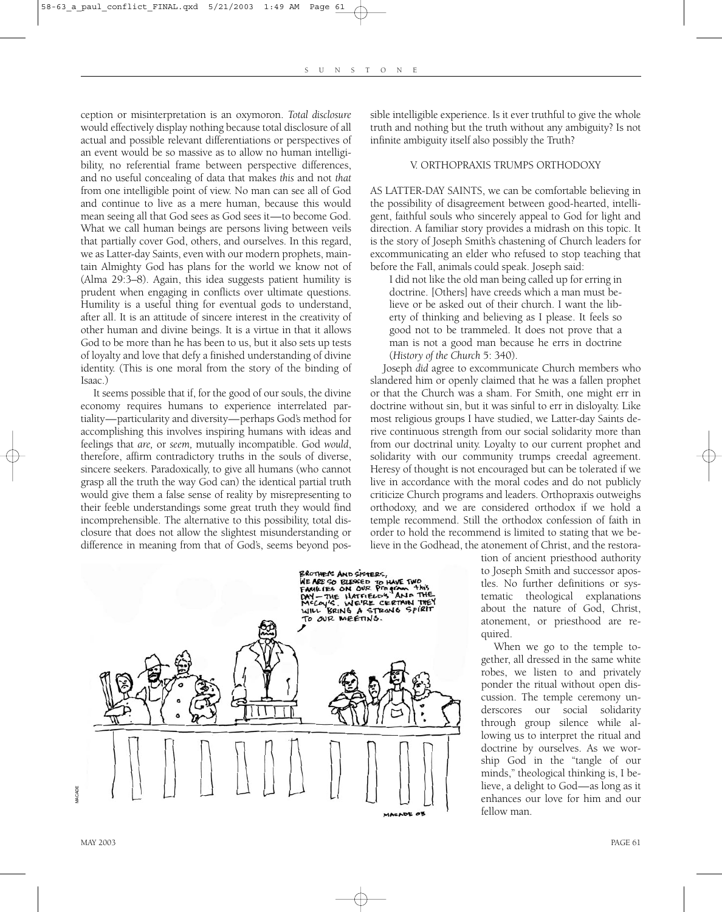ception or misinterpretation is an oxymoron. *Total disclosure* would effectively display nothing because total disclosure of all actual and possible relevant differentiations or perspectives of an event would be so massive as to allow no human intelligibility, no referential frame between perspective differences, and no useful concealing of data that makes *this* and not *that* from one intelligible point of view. No man can see all of God and continue to live as a mere human, because this would mean seeing all that God sees as God sees it—to become God. What we call human beings are persons living between veils that partially cover God, others, and ourselves. In this regard, we as Latter-day Saints, even with our modern prophets, maintain Almighty God has plans for the world we know not of (Alma 29:3–8). Again, this idea suggests patient humility is prudent when engaging in conflicts over ultimate questions. Humility is a useful thing for eventual gods to understand, after all. It is an attitude of sincere interest in the creativity of other human and divine beings. It is a virtue in that it allows God to be more than he has been to us, but it also sets up tests of loyalty and love that defy a finished understanding of divine identity. (This is one moral from the story of the binding of Isaac.)

It seems possible that if, for the good of our souls, the divine economy requires humans to experience interrelated partiality—particularity and diversity—perhaps God's method for accomplishing this involves inspiring humans with ideas and feelings that *are,* or *seem,* mutually incompatible. God *would*, therefore, affirm contradictory truths in the souls of diverse, sincere seekers. Paradoxically, to give all humans (who cannot grasp all the truth the way God can) the identical partial truth would give them a false sense of reality by misrepresenting to their feeble understandings some great truth they would find incomprehensible. The alternative to this possibility, total disclosure that does not allow the slightest misunderstanding or difference in meaning from that of God's, seems beyond possible intelligible experience. Is it ever truthful to give the whole truth and nothing but the truth without any ambiguity? Is not infinite ambiguity itself also possibly the Truth?

## V. ORTHOPRAXIS TRUMPS ORTHODOXY

AS LATTER-DAY SAINTS, we can be comfortable believing in the possibility of disagreement between good-hearted, intelligent, faithful souls who sincerely appeal to God for light and direction. A familiar story provides a midrash on this topic. It is the story of Joseph Smith's chastening of Church leaders for excommunicating an elder who refused to stop teaching that before the Fall, animals could speak. Joseph said:

> I did not like the old man being called up for erring in doctrine. [Others] have creeds which a man must believe or be asked out of their church. I want the liberty of thinking and believing as I please. It feels so good not to be trammeled. It does not prove that a man is not a good man because he errs in doctrine (*History of the Church* 5: 340).

Joseph *did* agree to excommunicate Church members who slandered him or openly claimed that he was a fallen prophet or that the Church was a sham. For Smith, one might err in doctrine without sin, but it was sinful to err in disloyalty. Like most religious groups I have studied, we Latter-day Saints derive continuous strength from our social solidarity more than from our doctrinal unity. Loyalty to our current prophet and solidarity with our community trumps creedal agreement. Heresy of thought is not encouraged but can be tolerated if we live in accordance with the moral codes and do not publicly criticize Church programs and leaders. Orthopraxis outweighs orthodoxy, and we are considered orthodox if we hold a temple recommend. Still the orthodox confession of faith in order to hold the recommend is limited to stating that we believe in the Godhead, the atonement of Christ, and the restoration of ancient priesthood authority to Joseph Smith and successor apostles. No further definitions or systematic theological explanations about the nature of God, Christ, atonement, or priesthood are required.

When we go to the temple together, all dressed in the same white robes, we listen to and privately ponder the ritual without open discussion. The temple ceremony underscores our social solidarity through group silence while allowing us to interpret the ritual and doctrine by ourselves. As we worship God in the "tangle of our minds," theological thinking is, I believe, a delight to God—as long as it enhances our love for him and our fellow man.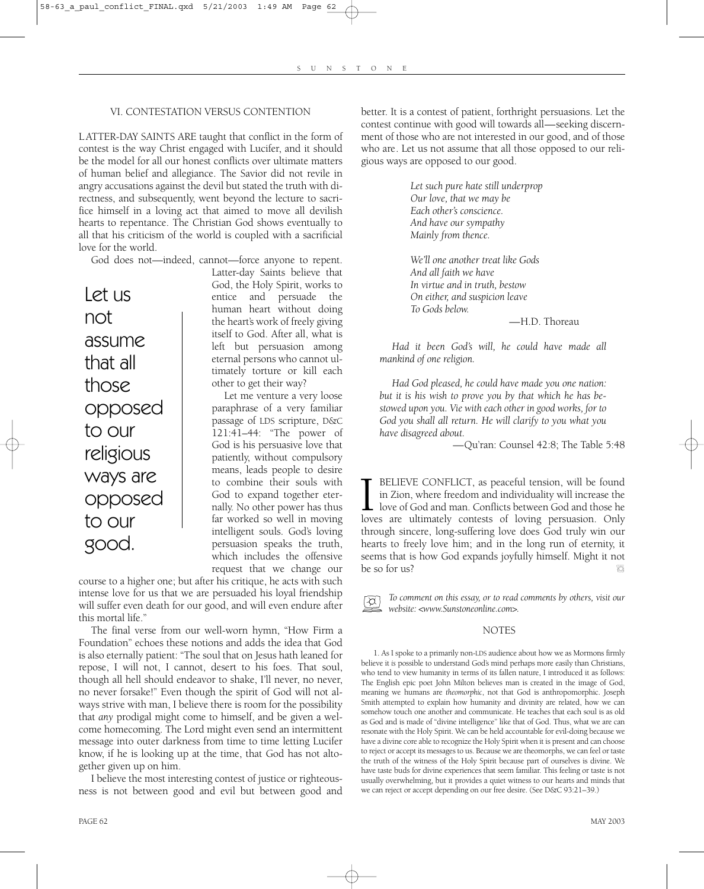## VI. CONTESTATION VERSUS CONTENTION

LATTER-DAY SAINTS ARE taught that conflict in the form of contest is the way Christ engaged with Lucifer, and it should be the model for all our honest conflicts over ultimate matters of human belief and allegiance. The Savior did not revile in angry accusations against the devil but stated the truth with directness, and subsequently, went beyond the lecture to sacrifice himself in a loving act that aimed to move all devilish hearts to repentance. The Christian God shows eventually to all that his criticism of the world is coupled with a sacrificial love for the world.

God does not—indeed, cannot—force anyone to repent. Latter-day Saints believe that God, the Holy Spirit, works to entice and persuade the human heart without doing the heart's work of freely giving itself to God. After all, what is left but persuasion among eternal persons who cannot ultimately torture or kill each other to get their way?

> Let us not assume that all those opposed to our religious ways are opposed to our good.

Let me venture a very loose paraphrase of a very familiar passage of LDS scripture, D&C 121:41–44: "The power of God is his persuasive love that patiently, without compulsory means, leads people to desire to combine their souls with God to expand together eternally. No other power has thus far worked so well in moving intelligent souls. God's loving persuasion speaks the truth, which includes the offensive request that we change our course to a higher one; but after his critique, he acts with such intense love for us that we are persuaded his loyal friendship will suffer even death for our good, and will even endure after this mortal life."

The final verse from our well-worn hymn, "How Firm a Foundation" echoes these notions and adds the idea that God is also eternally patient: "The soul that on Jesus hath leaned for repose, I will not, I cannot, desert to his foes. That soul, though all hell should endeavor to shake, I'll never, no never, no never forsake!" Even though the spirit of God will not always strive with man, I believe there is room for the possibility that *any* prodigal might come to himself, and be given a welcome homecoming. The Lord might even send an intermittent message into outer darkness from time to time letting Lucifer know, if he is looking up at the time, that God has not altogether given up on him.

I believe the most interesting contest of justice or righteousness is not between good and evil but between good and better. It is a contest of patient, forthright persuasions. Let the contest continue with good will towards all—seeking discernment of those who are not interested in our good, and of those who are. Let us not assume that all those opposed to our religious ways are opposed to our good.

> *Let such pure hate still underprop*
> *Our love, that we may be*
> *Each other's conscience.*
> *And have our sympathy*
> *Mainly from thence.*
>
> *We'll one another treat like Gods*
> *And all faith we have*
> *In virtue and in truth, bestow*
> *On either, and suspicion leave*
> *To Gods below.*
>
> —H.D. Thoreau

> *Had it been God's will, he could have made all mankind of one religion.*
>
> *Had God pleased, he could have made you one nation: but it is his wish to prove you by that which he has bestowed upon you. Vie with each other in good works, for to God you shall all return. He will clarify to you what you have disagreed about.*
>
> —Qu'ran: Counsel 42:8; The Table 5:48

I BELIEVE CONFLICT, as peaceful tension, will be found in Zion, where freedom and individuality will increase the love of God and man. Conflicts between God and those he loves are ultimately contests of loving persuasion. Only through sincere, long-suffering love does God truly win our hearts to freely love him; and in the long run of eternity, it seems that is how God expands joyfully himself. Might it not be so for us?

*To comment on this essay, or to read comments by others, visit our website: <www.Sunstoneonline.com>.*

## NOTES

1. As I spoke to a primarily non-LDS audience about how we as Mormons firmly believe it *is* possible to understand God's mind perhaps more easily than Christians, who tend to view humanity in terms of its fallen nature, I introduced it as follows: The English epic poet John Milton believes man is created in the image of God, meaning we humans are *theomorphic*, not that God is anthropomorphic. Joseph Smith attempted to explain how humanity and divinity are related, how we can somehow touch one another and communicate. He teaches that each soul is as old as God and is made of "divine intelligence" like that of God. Thus, what we are can resonate with the Holy Spirit. We can be held accountable for evil-doing because we have a divine core able to recognize the Holy Spirit when it is present and can choose to reject or accept its messages to us. Because we are theomorphs, we can feel or taste the truth of the witness of the Holy Spirit because part of ourselves is divine. We have taste buds for divine experiences that seem familiar. This feeling or taste is not usually overwhelming, but it provides a quiet witness to our hearts and minds that we can reject or accept depending on our free desire. (See D&C 93:21–39.)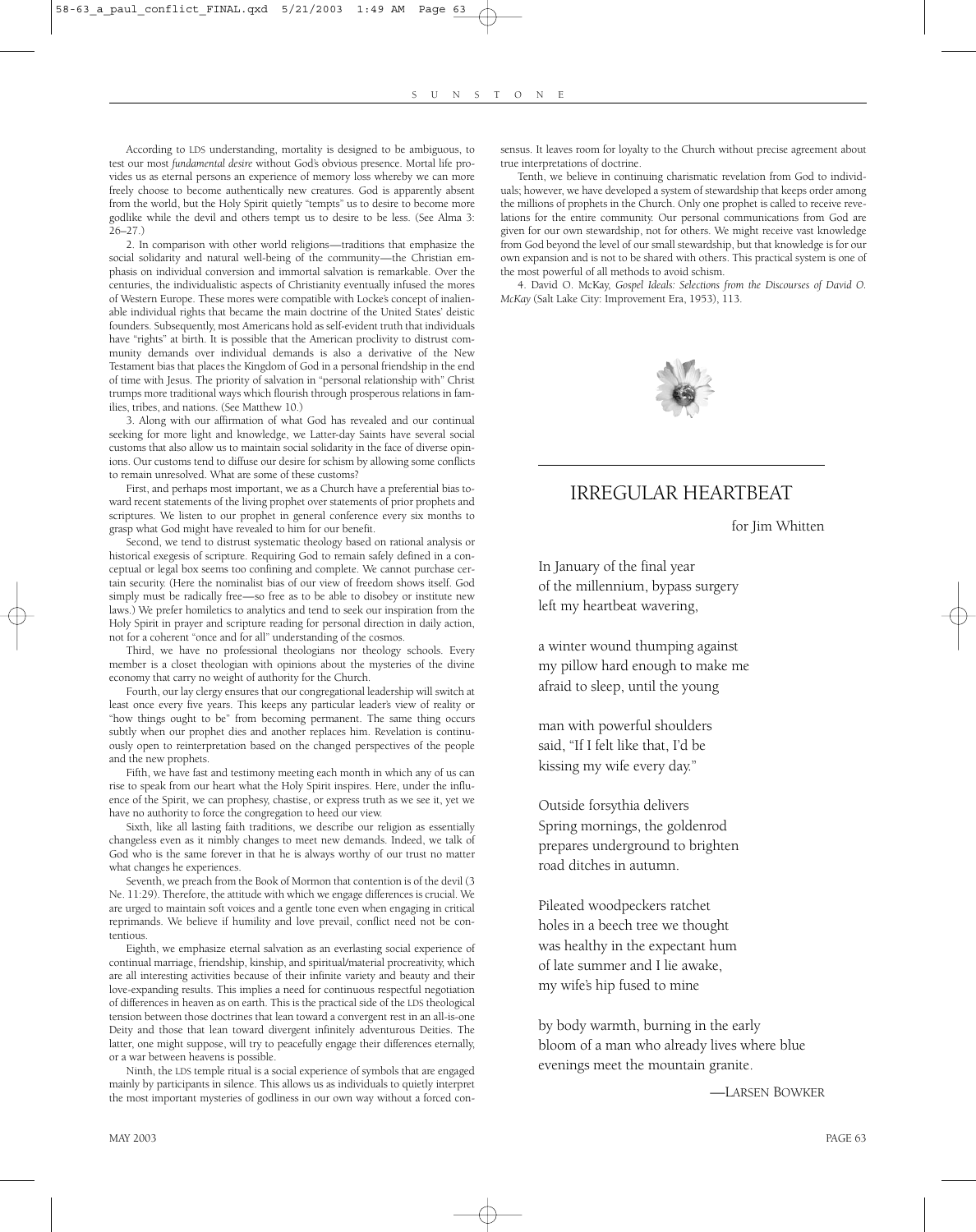According to LDS understanding, mortality is designed to be ambiguous, to test our most *fundamental desire* without God's obvious presence. Mortal life provides us as eternal persons an experience of memory loss whereby we can more freely choose to become authentically new creatures. God is apparently absent from the world, but the Holy Spirit quietly "tempts" us to desire to become more godlike while the devil and others tempt us to desire to be less. (See Alma 3: 26–27.)

2. In comparison with other world religions—traditions that emphasize the social solidarity and natural well-being of the community—the Christian emphasis on individual conversion and immortal salvation is remarkable. Over the centuries, the individualistic aspects of Christianity eventually infused the mores of Western Europe. These mores were compatible with Locke's concept of inalienable individual rights that became the main doctrine of the United States' deistic founders. Subsequently, most Americans hold as self-evident truth that individuals have "rights" at birth. It is possible that the American proclivity to distrust community demands over individual demands is also a derivative of the New Testament bias that places the Kingdom of God in a personal friendship in the end of time with Jesus. The priority of salvation in "personal relationship with" Christ trumps more traditional ways which flourish through prosperous relations in families, tribes, and nations. (See Matthew 10.)

3. Along with our affirmation of what God has revealed and our continual seeking for more light and knowledge, we Latter-day Saints have several social customs that also allow us to maintain social solidarity in the face of diverse opinions. Our customs tend to diffuse our desire for schism by allowing some conflicts to remain unresolved. What are some of these customs?

First, and perhaps most important, we as a Church have a preferential bias toward recent statements of the living prophet over statements of prior prophets and scriptures. We listen to our prophet in general conference every six months to grasp what God might have revealed to him for our benefit.

Second, we tend to distrust systematic theology based on rational analysis or historical exegesis of scripture. Requiring God to remain safely defined in a conceptual or legal box seems too confining and complete. We cannot purchase certain security. (Here the nominalist bias of our view of freedom shows itself. God simply must be radically free—so free as to be able to disobey or institute new laws.) We prefer homiletics to analytics and tend to seek our inspiration from the Holy Spirit in prayer and scripture reading for personal direction in daily action, not for a coherent "once and for all" understanding of the cosmos.

Third, we have no professional theologians nor theology schools. Every member is a closet theologian with opinions about the mysteries of the divine economy that carry no weight of authority for the Church.

Fourth, our lay clergy ensures that our congregational leadership will switch at least once every five years. This keeps any particular leader's view of reality or "how things ought to be" from becoming permanent. The same thing occurs subtly when our prophet dies and another replaces him. Revelation is continuously open to reinterpretation based on the changed perspectives of the people and the new prophets.

Fifth, we have fast and testimony meeting each month in which any of us can rise to speak from our heart what the Holy Spirit inspires. Here, under the influence of the Spirit, we can prophesy, chastise, or express truth as we see it, yet we have no authority to force the congregation to heed our view.

Sixth, like all lasting faith traditions, we describe our religion as essentially changeless even as it nimbly changes to meet new demands. Indeed, we talk of God who is the same forever in that he is always worthy of our trust no matter what changes he experiences.

Seventh, we preach from the Book of Mormon that contention is of the devil (3 Ne. 11:29). Therefore, the attitude with which we engage differences is crucial. We are urged to maintain soft voices and a gentle tone even when engaging in critical reprimands. We believe if humility and love prevail, conflict need not be contentious.

Eighth, we emphasize eternal salvation as an everlasting social experience of continual marriage, friendship, kinship, and spiritual/material procreativity, which are all interesting activities because of their infinite variety and beauty and their love-expanding results. This implies a need for continuous respectful negotiation of differences in heaven as on earth. This is the practical side of the LDS theological tension between those doctrines that lean toward a convergent rest in an all-is-one Deity and those that lean toward divergent infinitely adventurous Deities. The latter, one might suppose, will try to peacefully engage their differences eternally, or a war between heavens is possible.

Ninth, the LDS temple ritual is a social experience of symbols that are engaged mainly by participants in silence. This allows us as individuals to quietly interpret the most important mysteries of godliness in our own way without a forced consensus. It leaves room for loyalty to the Church without precise agreement about true interpretations of doctrine.

Tenth, we believe in continuing charismatic revelation from God to individuals; however, we have developed a system of stewardship that keeps order among the millions of prophets in the Church. Only one prophet is called to receive revelations for the entire community. Our personal communications from God are given for our own stewardship, not for others. We might receive vast knowledge from God beyond the level of our small stewardship, but that knowledge is for our own expansion and is not to be shared with others. This practical system is one of the most powerful of all methods to avoid schism.

4. David O. McKay, *Gospel Ideals: Selections from the Discourses of David O. McKay* (Salt Lake City: Improvement Era, 1953), 113.

## IRREGULAR HEARTBEAT

for Jim Whitten

In January of the final year
of the millennium, bypass surgery
left my heartbeat wavering,

a winter wound thumping against
my pillow hard enough to make me
afraid to sleep, until the young

man with powerful shoulders
said, "If I felt like that, I'd be
kissing my wife every day."

Outside forsythia delivers
Spring mornings, the goldenrod
prepares underground to brighten
road ditches in autumn.

Pileated woodpeckers ratchet
holes in a beech tree we thought
was healthy in the expectant hum
of late summer and I lie awake,
my wife's hip fused to mine

by body warmth, burning in the early
bloom of a man who already lives where blue
evenings meet the mountain granite.

—LARSEN BOWKER